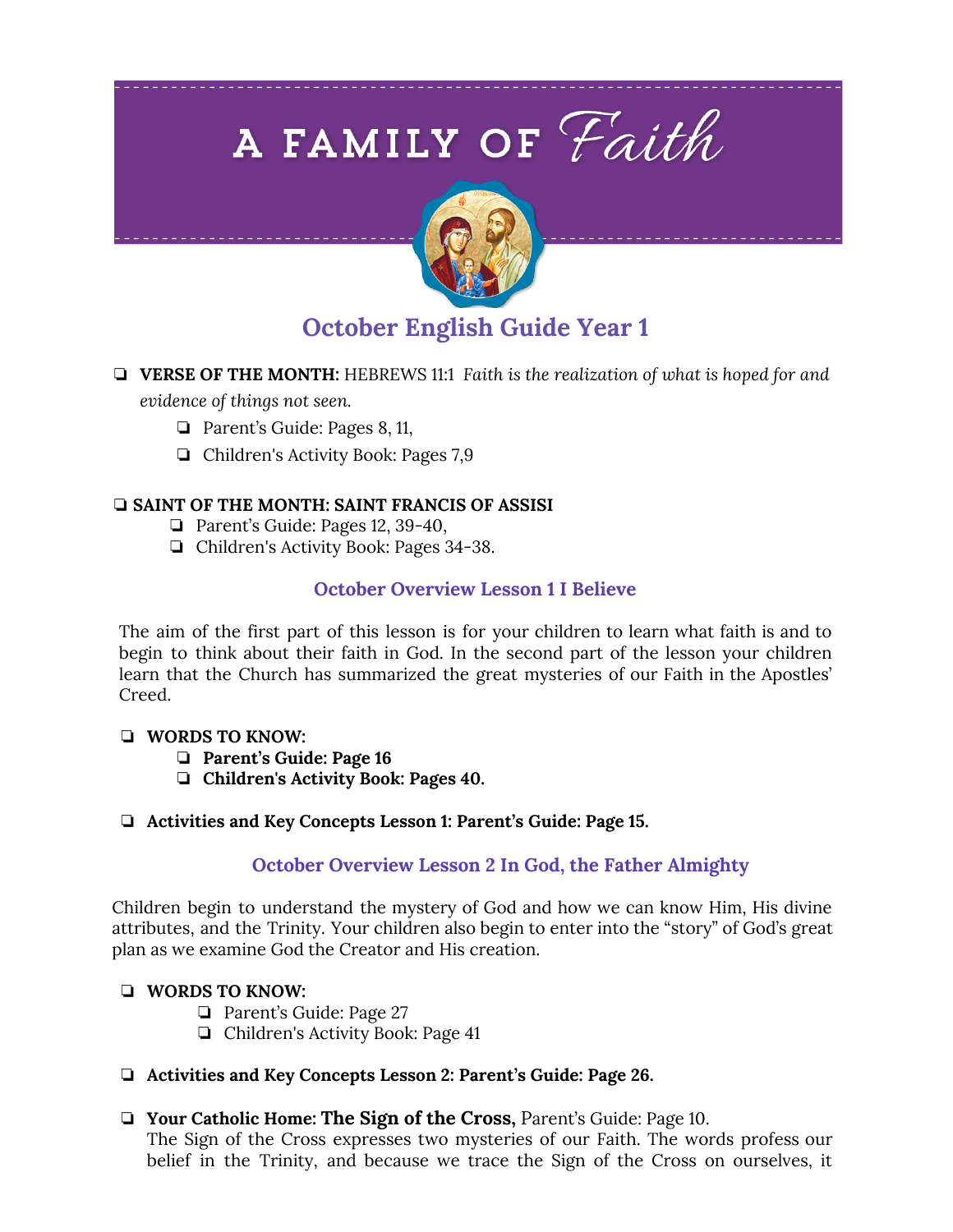# A FAMILY OF Faith

## October English Guide Year 1

- **VERSE OF THE MONTH:** HEBREWS 11:1 *Faith is the realization of what is hoped for and evidence of things not seen.*
  - Parent's Guide: Pages 8, 11,
  - Children's Activity Book: Pages 7,9

- **SAINT OF THE MONTH: SAINT FRANCIS OF ASSISI**
  - Parent's Guide: Pages 12, 39-40,
  - Children's Activity Book: Pages 34-38.

### October Overview Lesson 1 I Believe

The aim of the first part of this lesson is for your children to learn what faith is and to begin to think about their faith in God. In the second part of the lesson your children learn that the Church has summarized the great mysteries of our Faith in the Apostles' Creed.

- **WORDS TO KNOW:**
  - **Parent's Guide: Page 16**
  - **Children's Activity Book: Pages 40.**

- **Activities and Key Concepts Lesson 1: Parent's Guide: Page 15.**

### October Overview Lesson 2 In God, the Father Almighty

Children begin to understand the mystery of God and how we can know Him, His divine attributes, and the Trinity. Your children also begin to enter into the "story" of God's great plan as we examine God the Creator and His creation.

- **WORDS TO KNOW:**
  - Parent's Guide: Page 27
  - Children's Activity Book: Page 41

- **Activities and Key Concepts Lesson 2: Parent's Guide: Page 26.**

- **Your Catholic Home: The Sign of the Cross,** Parent's Guide: Page 10.
  The Sign of the Cross expresses two mysteries of our Faith. The words profess our belief in the Trinity, and because we trace the Sign of the Cross on ourselves, it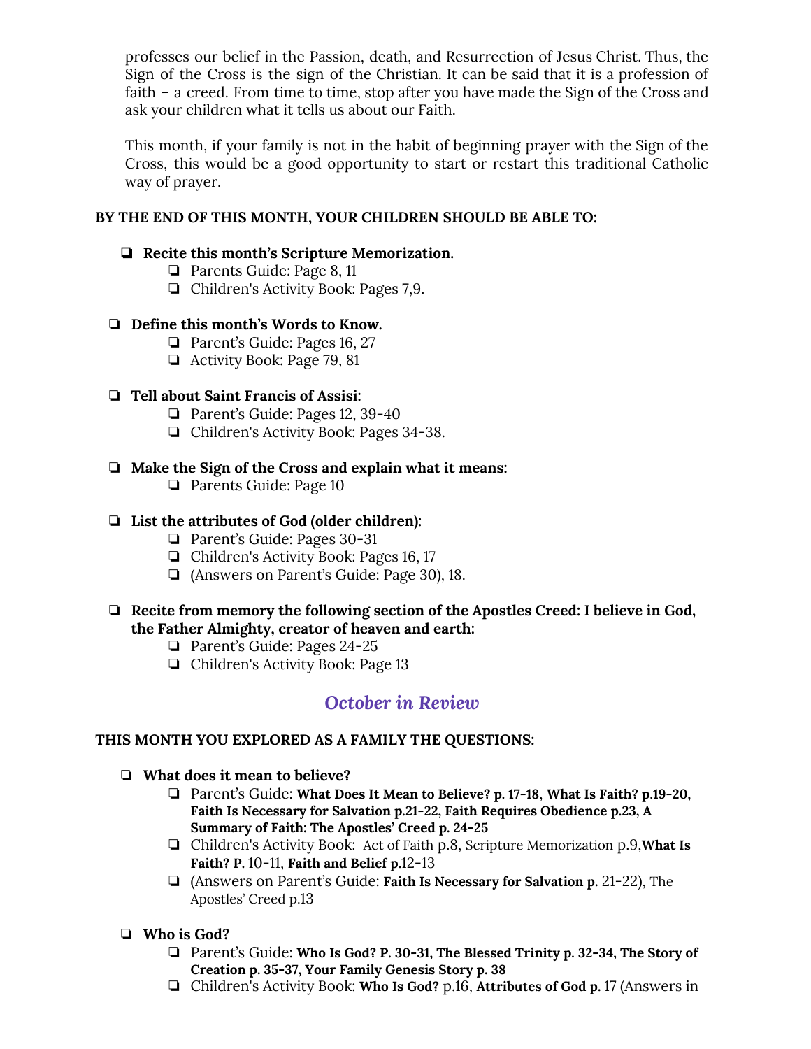professes our belief in the Passion, death, and Resurrection of Jesus Christ. Thus, the Sign of the Cross is the sign of the Christian. It can be said that it is a profession of faith – a creed. From time to time, stop after you have made the Sign of the Cross and ask your children what it tells us about our Faith.

This month, if your family is not in the habit of beginning prayer with the Sign of the Cross, this would be a good opportunity to start or restart this traditional Catholic way of prayer.

**BY THE END OF THIS MONTH, YOUR CHILDREN SHOULD BE ABLE TO:**

- ❏ **Recite this month's Scripture Memorization.**
  - ❏ Parents Guide: Page 8, 11
  - ❏ Children's Activity Book: Pages 7,9.
- ❏ **Define this month's Words to Know.**
  - ❏ Parent's Guide: Pages 16, 27
  - ❏ Activity Book: Page 79, 81
- ❏ **Tell about Saint Francis of Assisi:**
  - ❏ Parent's Guide: Pages 12, 39-40
  - ❏ Children's Activity Book: Pages 34-38.
- ❏ **Make the Sign of the Cross and explain what it means:**
  - ❏ Parents Guide: Page 10
- ❏ **List the attributes of God (older children):**
  - ❏ Parent's Guide: Pages 30-31
  - ❏ Children's Activity Book: Pages 16, 17
  - ❏ (Answers on Parent's Guide: Page 30), 18.
- ❏ **Recite from memory the following section of the Apostles Creed: I believe in God, the Father Almighty, creator of heaven and earth:**
  - ❏ Parent's Guide: Pages 24-25
  - ❏ Children's Activity Book: Page 13

## *October in Review*

**THIS MONTH YOU EXPLORED AS A FAMILY THE QUESTIONS:**

- ❏ **What does it mean to believe?**
  - ❏ Parent's Guide: **What Does It Mean to Believe? p. 17-18**, **What Is Faith? p.19-20, Faith Is Necessary for Salvation p.21-22, Faith Requires Obedience p.23, A Summary of Faith: The Apostles' Creed p. 24-25**
  - ❏ Children's Activity Book: Act of Faith p.8, Scripture Memorization p.9,**What Is Faith? P.** 10-11, **Faith and Belief p.**12-13
  - ❏ (Answers on Parent's Guide: **Faith Is Necessary for Salvation p.** 21-22), The Apostles' Creed p.13
- ❏ **Who is God?**
  - ❏ Parent's Guide: **Who Is God? P. 30-31, The Blessed Trinity p. 32-34, The Story of Creation p. 35-37, Your Family Genesis Story p. 38**
  - ❏ Children's Activity Book: **Who Is God?** p.16, **Attributes of God p.** 17 (Answers in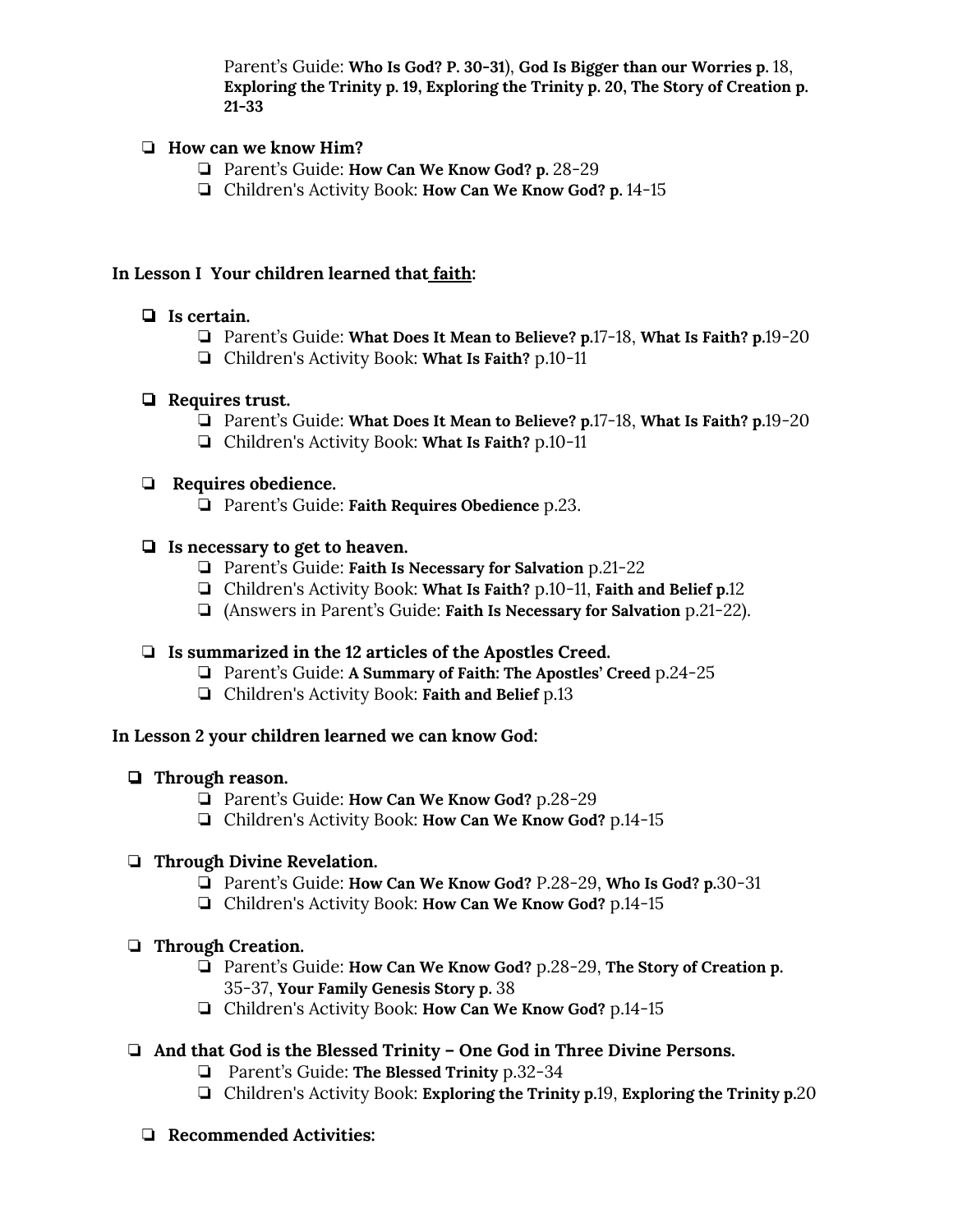Parent's Guide: **Who Is God? P. 30-31**), **God Is Bigger than our Worries p.** 18, **Exploring the Trinity p. 19, Exploring the Trinity p. 20, The Story of Creation p. 21-33**

- **How can we know Him?**
  - Parent's Guide: **How Can We Know God? p.** 28-29
  - Children's Activity Book: **How Can We Know God? p.** 14-15

**In Lesson I Your children learned that faith:**

- **Is certain.**
  - Parent's Guide: **What Does It Mean to Believe? p.**17-18, **What Is Faith? p.**19-20
  - Children's Activity Book: **What Is Faith?** p.10-11
- **Requires trust.**
  - Parent's Guide: **What Does It Mean to Believe? p.**17-18, **What Is Faith? p.**19-20
  - Children's Activity Book: **What Is Faith?** p.10-11
- **Requires obedience.**
  - Parent's Guide: **Faith Requires Obedience** p.23.
- **Is necessary to get to heaven.**
  - Parent's Guide: **Faith Is Necessary for Salvation** p.21-22
  - Children's Activity Book: **What Is Faith?** p.10-11, **Faith and Belief p.**12
  - (Answers in Parent's Guide: **Faith Is Necessary for Salvation** p.21-22).
- **Is summarized in the 12 articles of the Apostles Creed.**
  - Parent's Guide: **A Summary of Faith: The Apostles' Creed** p.24-25
  - Children's Activity Book: **Faith and Belief** p.13

**In Lesson 2 your children learned we can know God:**

- **Through reason.**
  - Parent's Guide: **How Can We Know God?** p.28-29
  - Children's Activity Book: **How Can We Know God?** p.14-15
- **Through Divine Revelation.**
  - Parent's Guide: **How Can We Know God?** P.28-29, **Who Is God? p.**30-31
  - Children's Activity Book: **How Can We Know God?** p.14-15
- **Through Creation.**
  - Parent's Guide: **How Can We Know God?** p.28-29, **The Story of Creation p.** 35-37, **Your Family Genesis Story p.** 38
  - Children's Activity Book: **How Can We Know God?** p.14-15
- **And that God is the Blessed Trinity – One God in Three Divine Persons.**
  - Parent's Guide: **The Blessed Trinity** p.32-34
  - Children's Activity Book: **Exploring the Trinity p.**19, **Exploring the Trinity p.**20
- **Recommended Activities:**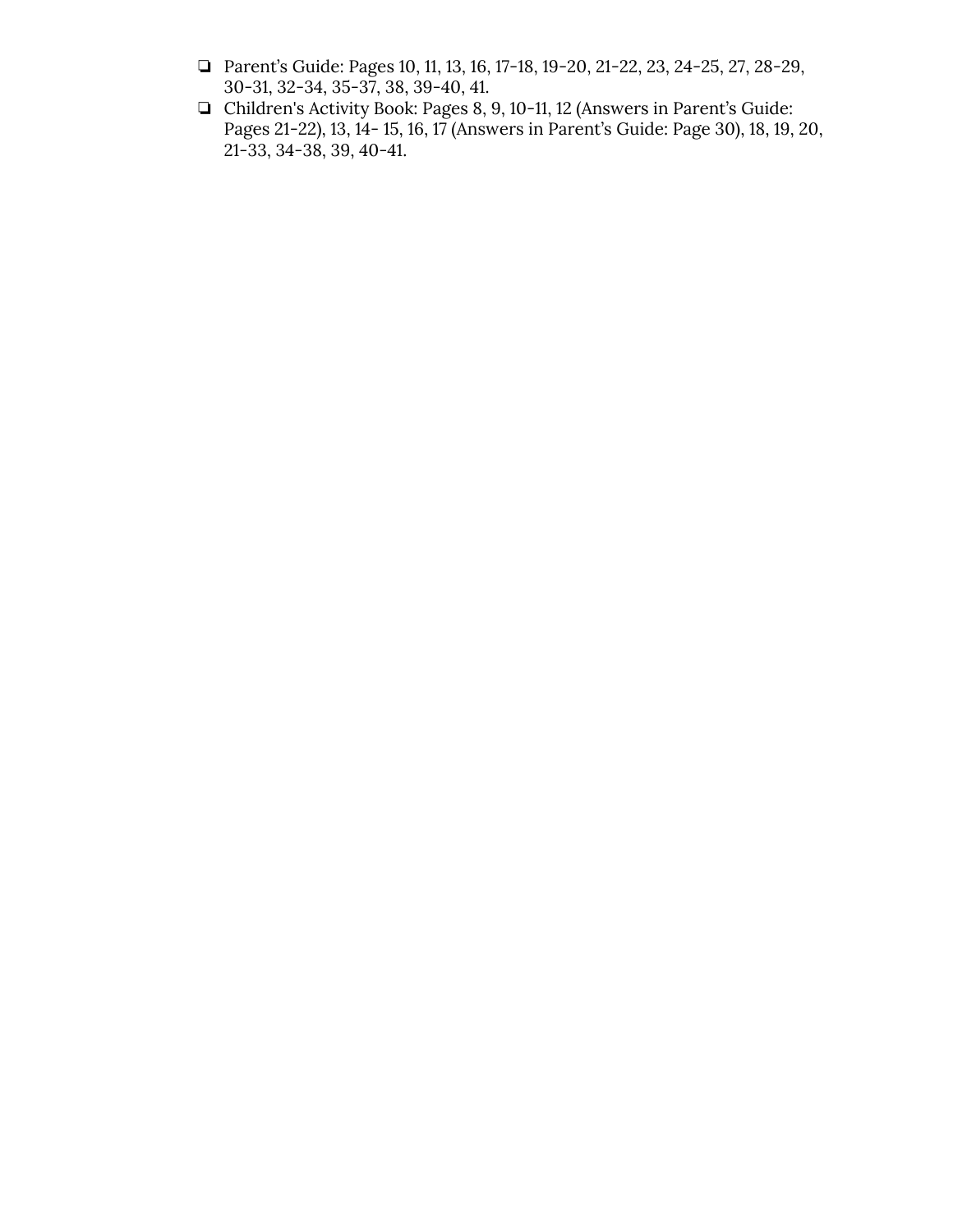- ❏ Parent’s Guide: Pages 10, 11, 13, 16, 17-18, 19-20, 21-22, 23, 24-25, 27, 28-29, 30-31, 32-34, 35-37, 38, 39-40, 41.
- ❏ Children's Activity Book: Pages 8, 9, 10-11, 12 (Answers in Parent’s Guide: Pages 21-22), 13, 14- 15, 16, 17 (Answers in Parent’s Guide: Page 30), 18, 19, 20, 21-33, 34-38, 39, 40-41.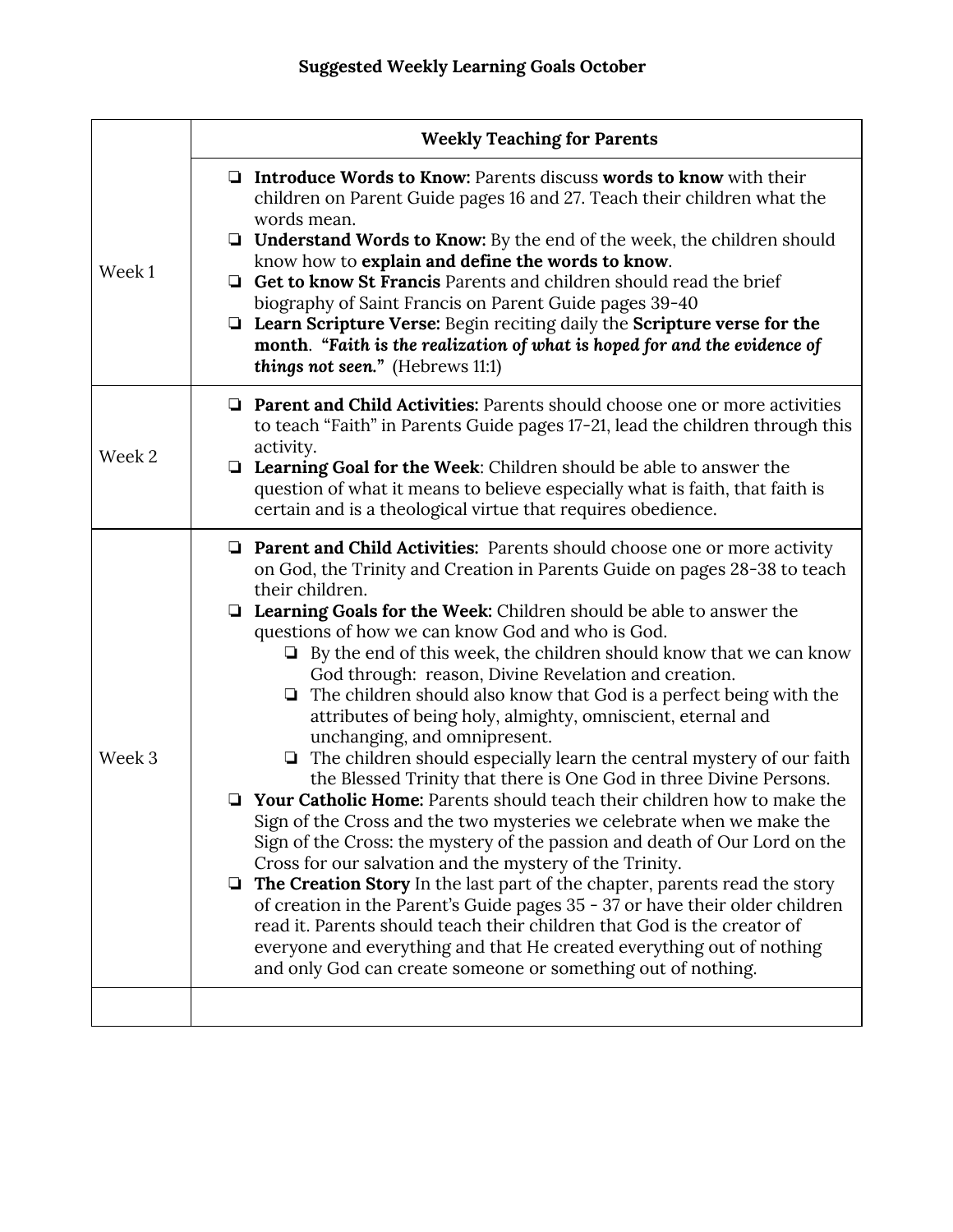**Suggested Weekly Learning Goals October**

| | Weekly Teaching for Parents |
|---|---|
| Week 1 | ❏ **Introduce Words to Know:** Parents discuss **words to know** with their children on Parent Guide pages 16 and 27. Teach their children what the words mean.<br>❏ **Understand Words to Know:** By the end of the week, the children should know how to **explain and define the words to know**.<br>❏ **Get to know St Francis** Parents and children should read the brief biography of Saint Francis on Parent Guide pages 39-40<br>❏ **Learn Scripture Verse:** Begin reciting daily the **Scripture verse for the month**. ***"Faith is the realization of what is hoped for and the evidence of things not seen."*** (Hebrews 11:1) |
| Week 2 | ❏ **Parent and Child Activities:** Parents should choose one or more activities to teach "Faith" in Parents Guide pages 17-21, lead the children through this activity.<br>❏ **Learning Goal for the Week**: Children should be able to answer the question of what it means to believe especially what is faith, that faith is certain and is a theological virtue that requires obedience. |
| Week 3 | ❏ **Parent and Child Activities:** Parents should choose one or more activity on God, the Trinity and Creation in Parents Guide on pages 28-38 to teach their children.<br>❏ **Learning Goals for the Week:** Children should be able to answer the questions of how we can know God and who is God.<br>&nbsp;&nbsp;&nbsp;&nbsp;❏ By the end of this week, the children should know that we can know God through: reason, Divine Revelation and creation.<br>&nbsp;&nbsp;&nbsp;&nbsp;❏ The children should also know that God is a perfect being with the attributes of being holy, almighty, omniscient, eternal and unchanging, and omnipresent.<br>&nbsp;&nbsp;&nbsp;&nbsp;❏ The children should especially learn the central mystery of our faith the Blessed Trinity that there is One God in three Divine Persons.<br>❏ **Your Catholic Home:** Parents should teach their children how to make the Sign of the Cross and the two mysteries we celebrate when we make the Sign of the Cross: the mystery of the passion and death of Our Lord on the Cross for our salvation and the mystery of the Trinity.<br>❏ **The Creation Story** In the last part of the chapter, parents read the story of creation in the Parent's Guide pages 35 - 37 or have their older children read it. Parents should teach their children that God is the creator of everyone and everything and that He created everything out of nothing and only God can create someone or something out of nothing. |
| | |